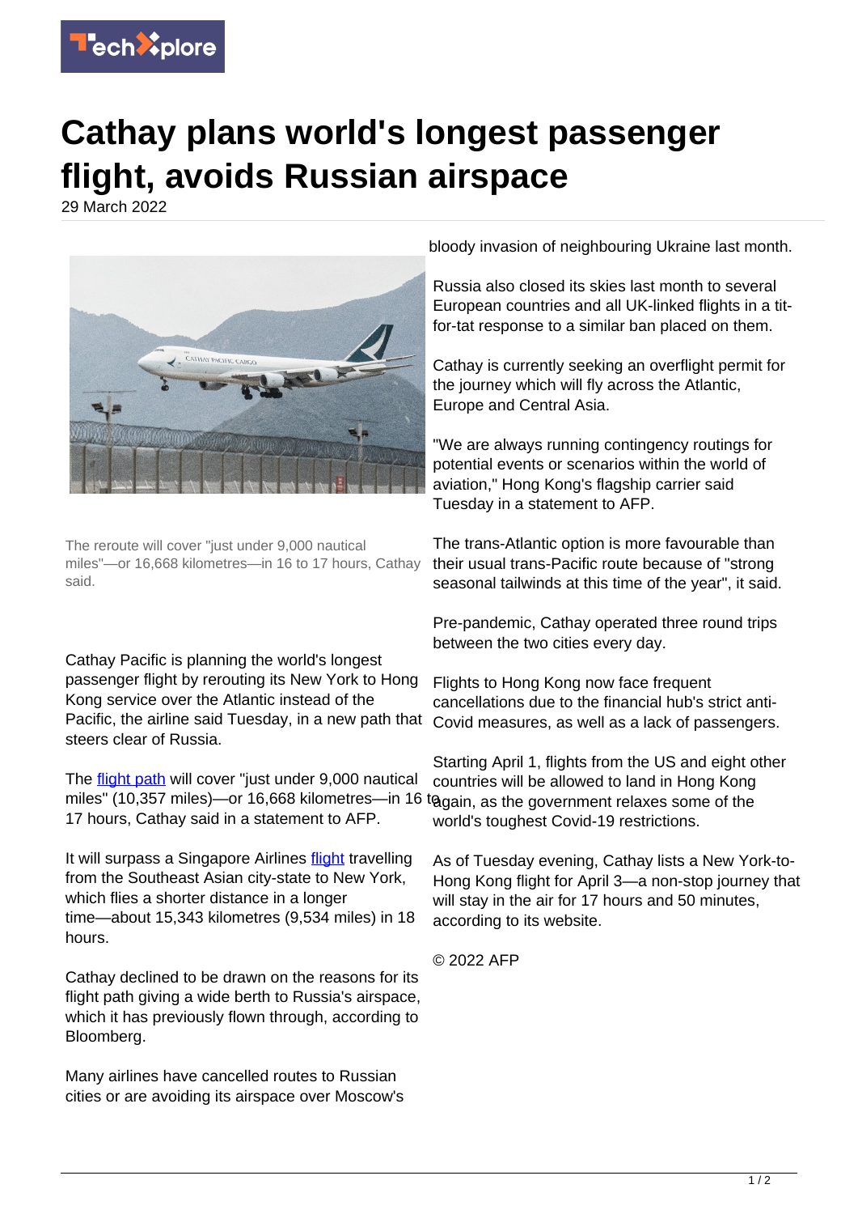# Cathay plans world's longest passenger flight, avoids Russian airspace

29 March 2022

The reroute will cover "just under 9,000 nautical miles"—or 16,668 kilometres—in 16 to 17 hours, Cathay said.

Cathay Pacific is planning the world's longest passenger flight by rerouting its New York to Hong Kong service over the Atlantic instead of the Pacific, the airline said Tuesday, in a new path that steers clear of Russia.

The flight path will cover "just under 9,000 nautical miles" (10,357 miles)—or 16,668 kilometres—in 16 to 17 hours, Cathay said in a statement to AFP.

It will surpass a Singapore Airlines flight travelling from the Southeast Asian city-state to New York, which flies a shorter distance in a longer time—about 15,343 kilometres (9,534 miles) in 18 hours.

Cathay declined to be drawn on the reasons for its flight path giving a wide berth to Russia's airspace, which it has previously flown through, according to Bloomberg.

Many airlines have cancelled routes to Russian cities or are avoiding its airspace over Moscow's bloody invasion of neighbouring Ukraine last month.

Russia also closed its skies last month to several European countries and all UK-linked flights in a tit-for-tat response to a similar ban placed on them.

Cathay is currently seeking an overflight permit for the journey which will fly across the Atlantic, Europe and Central Asia.

"We are always running contingency routings for potential events or scenarios within the world of aviation," Hong Kong's flagship carrier said Tuesday in a statement to AFP.

The trans-Atlantic option is more favourable than their usual trans-Pacific route because of "strong seasonal tailwinds at this time of the year", it said.

Pre-pandemic, Cathay operated three round trips between the two cities every day.

Flights to Hong Kong now face frequent cancellations due to the financial hub's strict anti-Covid measures, as well as a lack of passengers.

Starting April 1, flights from the US and eight other countries will be allowed to land in Hong Kong again, as the government relaxes some of the world's toughest Covid-19 restrictions.

As of Tuesday evening, Cathay lists a New York-to-Hong Kong flight for April 3—a non-stop journey that will stay in the air for 17 hours and 50 minutes, according to its website.

© 2022 AFP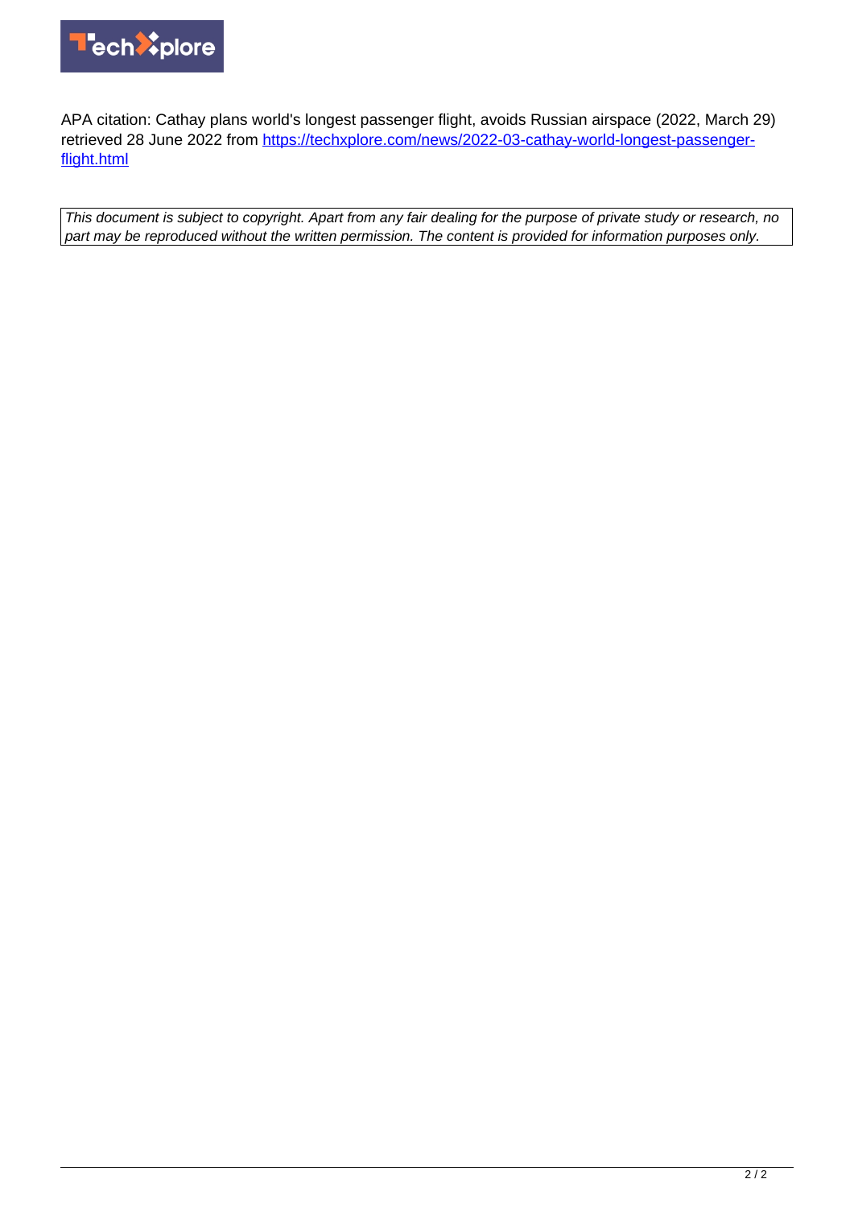APA citation: Cathay plans world's longest passenger flight, avoids Russian airspace (2022, March 29) retrieved 28 June 2022 from https://techxplore.com/news/2022-03-cathay-world-longest-passenger-flight.html

*This document is subject to copyright. Apart from any fair dealing for the purpose of private study or research, no part may be reproduced without the written permission. The content is provided for information purposes only.*